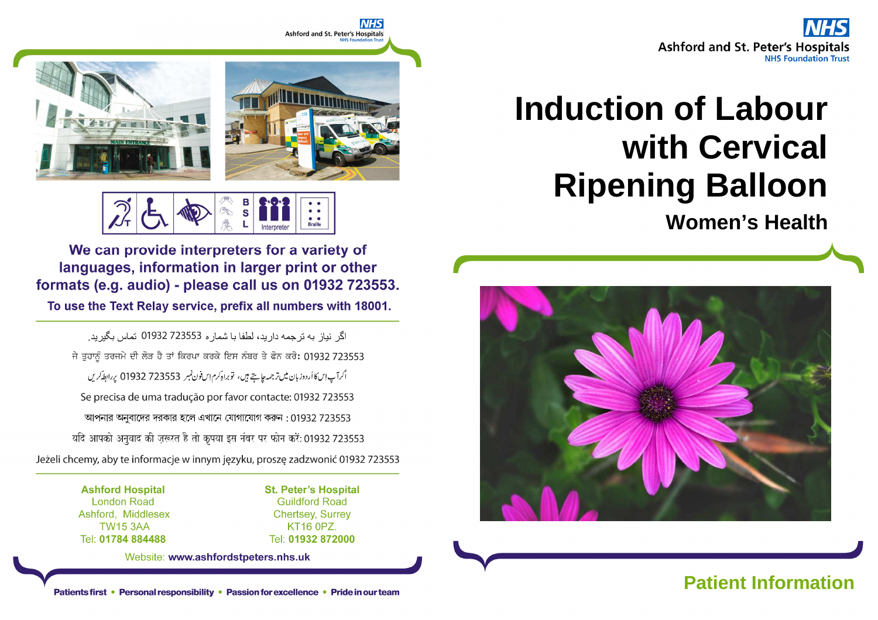# Induction of Labour with Cervical Ripening Balloon

## Women's Health

Ashford and St. Peter's Hospitals
NHS Foundation Trust

**Patient Information**

---

**We can provide interpreters for a variety of languages, information in larger print or other formats (e.g. audio) - please call us on 01932 723553.**

**To use the Text Relay service, prefix all numbers with 18001.**

اگر نیاز به ترجمه دارید، لطفا با شماره 01932 723553 تماس بگیرید.

ਜੇ ਤੁਹਾਨੂੰ ਤਰਜਮੇ ਦੀ ਲੋੜ ਹੈ ਤਾਂ ਕਿਰਪਾ ਕਰਕੇ ਇਸ ਨੰਬਰ ਤੇ ਫੋਨ ਕਰੋ: 01932 723553

اگر آپ اس کا اُردو زبان میں ترجمہ چاہتے ہیں، تو براہِ کرم اس فون نمبر 01932 723553 پر رابطہ کریں

Se precisa de uma tradução por favor contacte: 01932 723553

আপনার অনুবাদের দরকার হলে এখানে যোগাযোগ করুন : 01932 723553

यदि आपको अनुवाद की ज़रूरत है तो कृपया इस नंबर पर फोन करें: 01932 723553

Jeżeli chcemy, aby te informacje w innym języku, proszę zadzwonić 01932 723553

**Ashford Hospital**
London Road
Ashford, Middlesex
TW15 3AA
Tel: **01784 884488**

**St. Peter's Hospital**
Guildford Road
Chertsey, Surrey
KT16 0PZ.
Tel: **01932 872000**

Website: **www.ashfordstpeters.nhs.uk**

**Patients first • Personal responsibility • Passion for excellence • Pride in our team**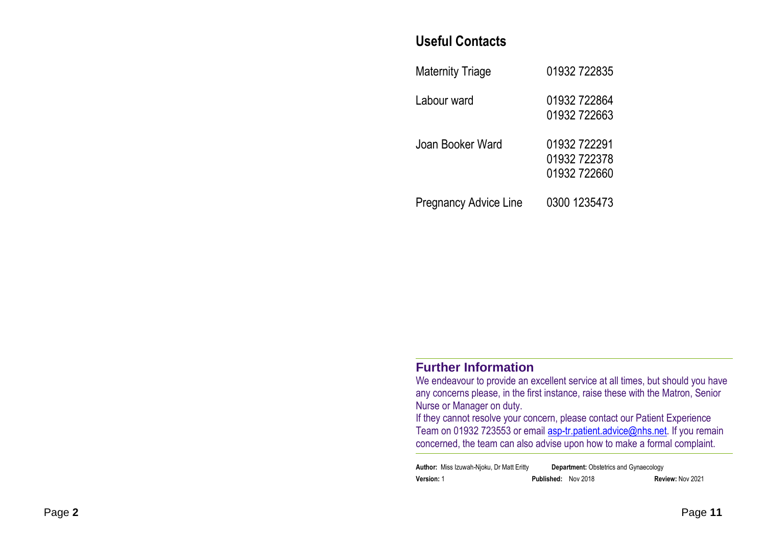## Useful Contacts

| | |
|---|---|
| Maternity Triage | 01932 722835 |
| Labour ward | 01932 722864<br>01932 722663 |
| Joan Booker Ward | 01932 722291<br>01932 722378<br>01932 722660 |
| Pregnancy Advice Line | 0300 1235473 |

## Further Information

We endeavour to provide an excellent service at all times, but should you have any concerns please, in the first instance, raise these with the Matron, Senior Nurse or Manager on duty.

If they cannot resolve your concern, please contact our Patient Experience Team on 01932 723553 or email asp-tr.patient.advice@nhs.net. If you remain concerned, the team can also advise upon how to make a formal complaint.

**Author:** Miss Izuwah-Njoku, Dr Matt Eritty **Department:** Obstetrics and Gynaecology
**Version:** 1 **Published:** Nov 2018 **Review:** Nov 2021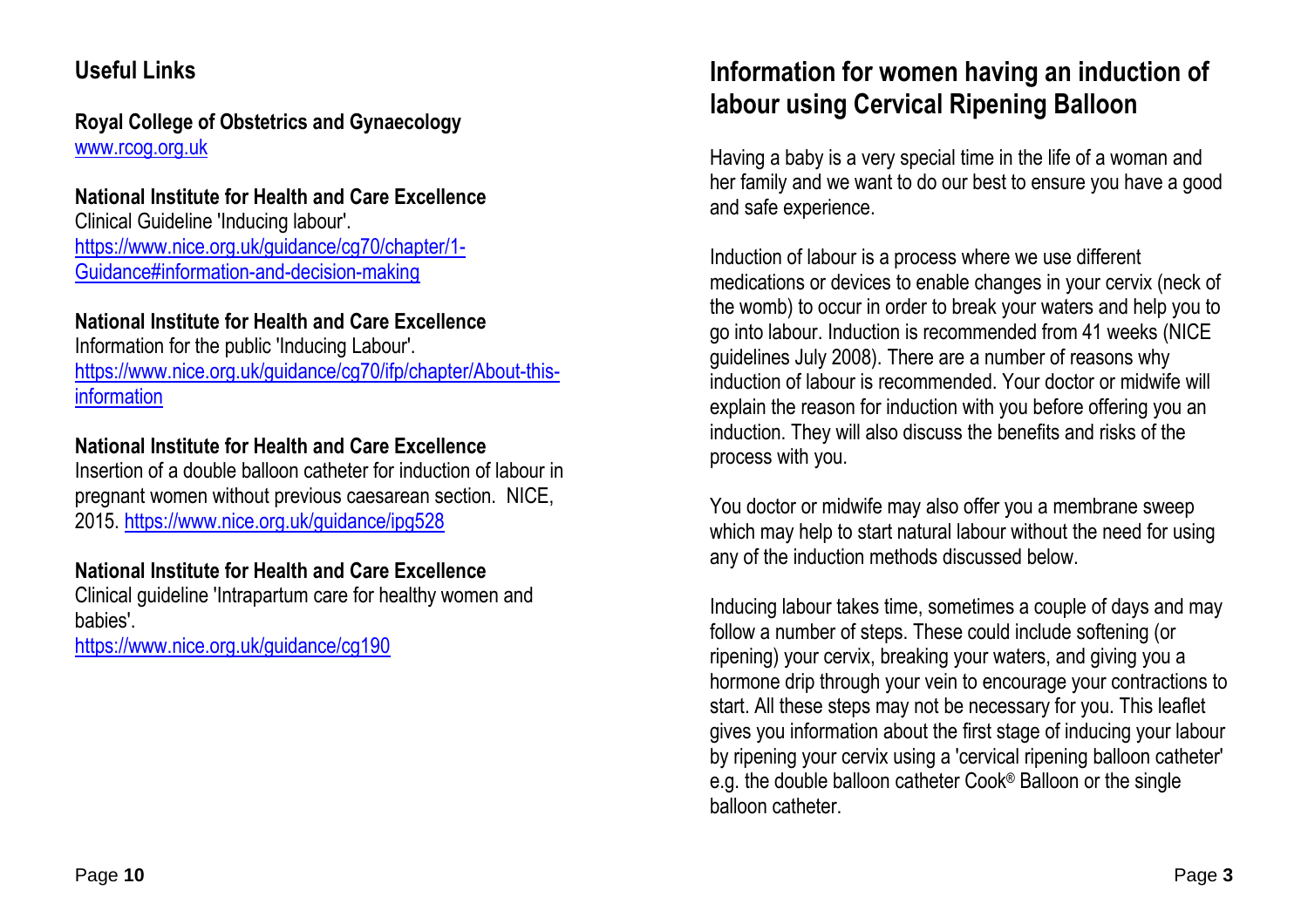## Useful Links

**Royal College of Obstetrics and Gynaecology**
[www.rcog.org.uk](http://www.rcog.org.uk)

**National Institute for Health and Care Excellence**
Clinical Guideline 'Inducing labour'.
[https://www.nice.org.uk/guidance/cg70/chapter/1-Guidance#information-and-decision-making](https://www.nice.org.uk/guidance/cg70/chapter/1-Guidance#information-and-decision-making)

**National Institute for Health and Care Excellence**
Information for the public 'Inducing Labour'.
[https://www.nice.org.uk/guidance/cg70/ifp/chapter/About-this-information](https://www.nice.org.uk/guidance/cg70/ifp/chapter/About-this-information)

**National Institute for Health and Care Excellence**
Insertion of a double balloon catheter for induction of labour in pregnant women without previous caesarean section. NICE, 2015. [https://www.nice.org.uk/guidance/ipg528](https://www.nice.org.uk/guidance/ipg528)

**National Institute for Health and Care Excellence**
Clinical guideline 'Intrapartum care for healthy women and babies'.
[https://www.nice.org.uk/guidance/cg190](https://www.nice.org.uk/guidance/cg190)

# Information for women having an induction of labour using Cervical Ripening Balloon

Having a baby is a very special time in the life of a woman and her family and we want to do our best to ensure you have a good and safe experience.

Induction of labour is a process where we use different medications or devices to enable changes in your cervix (neck of the womb) to occur in order to break your waters and help you to go into labour. Induction is recommended from 41 weeks (NICE guidelines July 2008). There are a number of reasons why induction of labour is recommended. Your doctor or midwife will explain the reason for induction with you before offering you an induction. They will also discuss the benefits and risks of the process with you.

You doctor or midwife may also offer you a membrane sweep which may help to start natural labour without the need for using any of the induction methods discussed below.

Inducing labour takes time, sometimes a couple of days and may follow a number of steps. These could include softening (or ripening) your cervix, breaking your waters, and giving you a hormone drip through your vein to encourage your contractions to start. All these steps may not be necessary for you. This leaflet gives you information about the first stage of inducing your labour by ripening your cervix using a 'cervical ripening balloon catheter' e.g. the double balloon catheter Cook® Balloon or the single balloon catheter.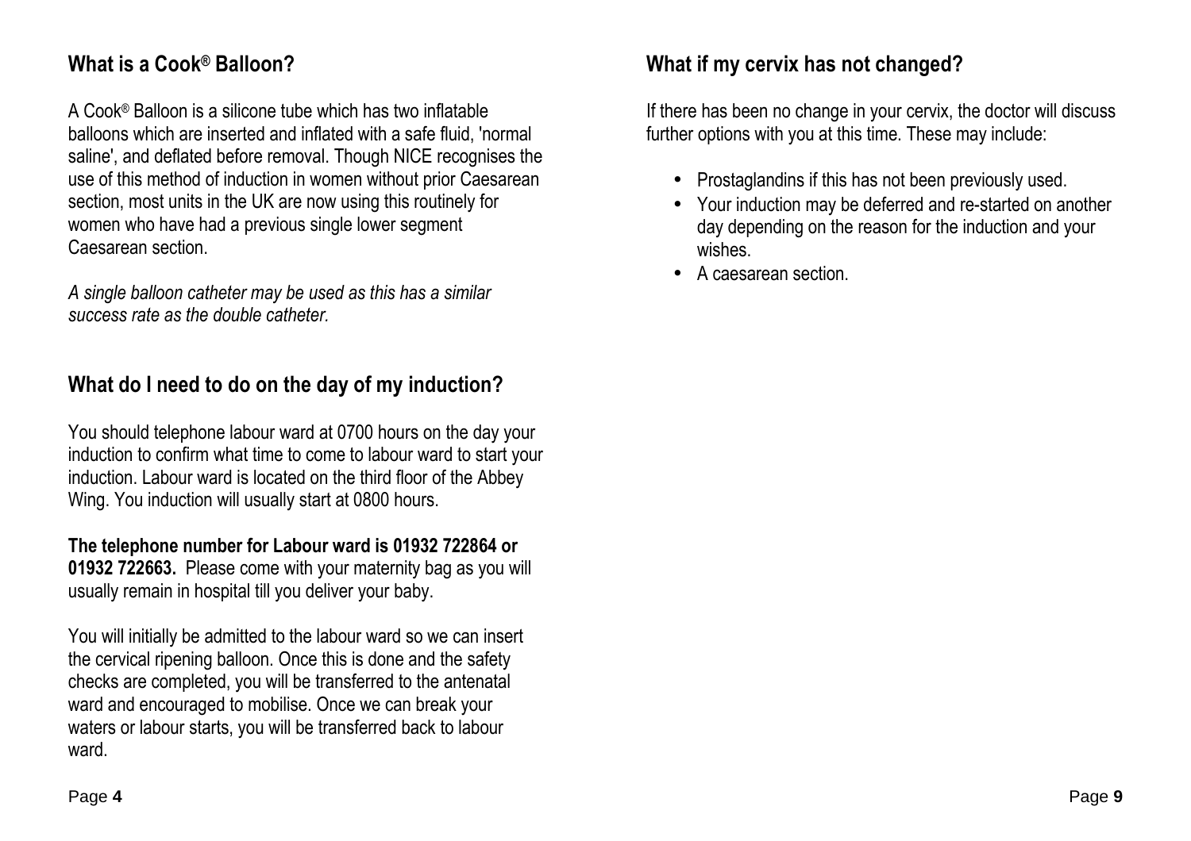## What is a Cook® Balloon?

A Cook® Balloon is a silicone tube which has two inflatable balloons which are inserted and inflated with a safe fluid, 'normal saline', and deflated before removal. Though NICE recognises the use of this method of induction in women without prior Caesarean section, most units in the UK are now using this routinely for women who have had a previous single lower segment Caesarean section.

*A single balloon catheter may be used as this has a similar success rate as the double catheter.*

## What do I need to do on the day of my induction?

You should telephone labour ward at 0700 hours on the day your induction to confirm what time to come to labour ward to start your induction. Labour ward is located on the third floor of the Abbey Wing. You induction will usually start at 0800 hours.

**The telephone number for Labour ward is 01932 722864 or 01932 722663.** Please come with your maternity bag as you will usually remain in hospital till you deliver your baby.

You will initially be admitted to the labour ward so we can insert the cervical ripening balloon. Once this is done and the safety checks are completed, you will be transferred to the antenatal ward and encouraged to mobilise. Once we can break your waters or labour starts, you will be transferred back to labour ward.

## What if my cervix has not changed?

If there has been no change in your cervix, the doctor will discuss further options with you at this time. These may include:

- Prostaglandins if this has not been previously used.
- Your induction may be deferred and re-started on another day depending on the reason for the induction and your wishes.
- A caesarean section.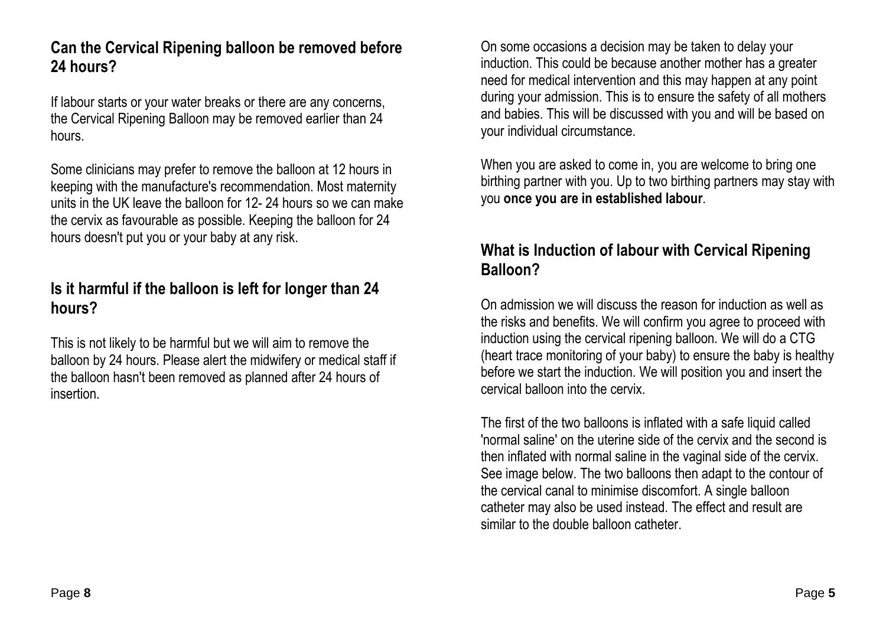## Can the Cervical Ripening balloon be removed before 24 hours?

If labour starts or your water breaks or there are any concerns, the Cervical Ripening Balloon may be removed earlier than 24 hours.

Some clinicians may prefer to remove the balloon at 12 hours in keeping with the manufacture's recommendation. Most maternity units in the UK leave the balloon for 12- 24 hours so we can make the cervix as favourable as possible. Keeping the balloon for 24 hours doesn't put you or your baby at any risk.

## Is it harmful if the balloon is left for longer than 24 hours?

This is not likely to be harmful but we will aim to remove the balloon by 24 hours. Please alert the midwifery or medical staff if the balloon hasn't been removed as planned after 24 hours of insertion.

On some occasions a decision may be taken to delay your induction. This could be because another mother has a greater need for medical intervention and this may happen at any point during your admission. This is to ensure the safety of all mothers and babies. This will be discussed with you and will be based on your individual circumstance.

When you are asked to come in, you are welcome to bring one birthing partner with you. Up to two birthing partners may stay with you **once you are in established labour**.

## What is Induction of labour with Cervical Ripening Balloon?

On admission we will discuss the reason for induction as well as the risks and benefits. We will confirm you agree to proceed with induction using the cervical ripening balloon. We will do a CTG (heart trace monitoring of your baby) to ensure the baby is healthy before we start the induction. We will position you and insert the cervical balloon into the cervix.

The first of the two balloons is inflated with a safe liquid called 'normal saline' on the uterine side of the cervix and the second is then inflated with normal saline in the vaginal side of the cervix. See image below. The two balloons then adapt to the contour of the cervical canal to minimise discomfort. A single balloon catheter may also be used instead. The effect and result are similar to the double balloon catheter.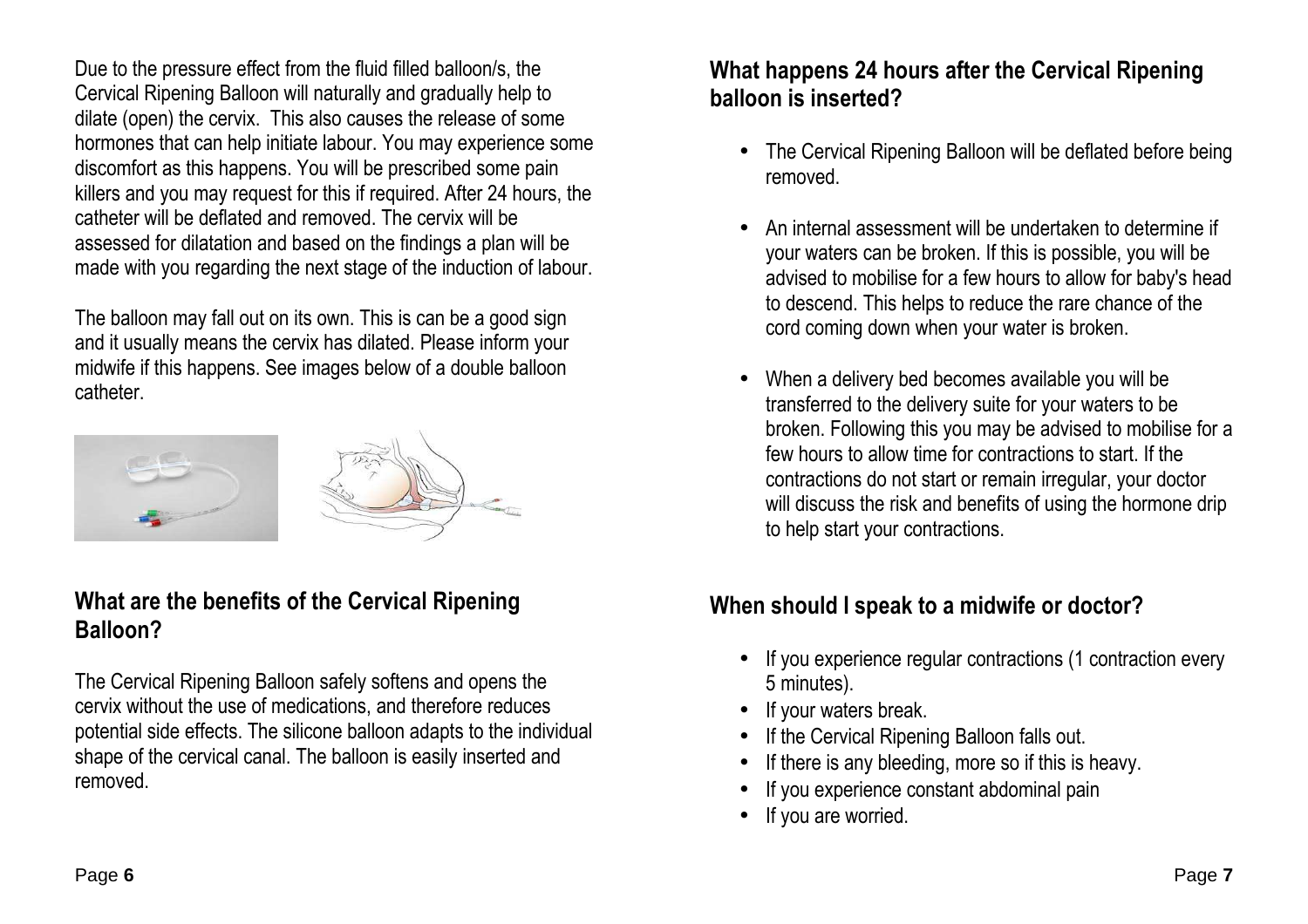Due to the pressure effect from the fluid filled balloon/s, the Cervical Ripening Balloon will naturally and gradually help to dilate (open) the cervix. This also causes the release of some hormones that can help initiate labour. You may experience some discomfort as this happens. You will be prescribed some pain killers and you may request for this if required. After 24 hours, the catheter will be deflated and removed. The cervix will be assessed for dilatation and based on the findings a plan will be made with you regarding the next stage of the induction of labour.

The balloon may fall out on its own. This is can be a good sign and it usually means the cervix has dilated. Please inform your midwife if this happens. See images below of a double balloon catheter.

## What are the benefits of the Cervical Ripening Balloon?

The Cervical Ripening Balloon safely softens and opens the cervix without the use of medications, and therefore reduces potential side effects. The silicone balloon adapts to the individual shape of the cervical canal. The balloon is easily inserted and removed.

## What happens 24 hours after the Cervical Ripening balloon is inserted?

- The Cervical Ripening Balloon will be deflated before being removed.
- An internal assessment will be undertaken to determine if your waters can be broken. If this is possible, you will be advised to mobilise for a few hours to allow for baby's head to descend. This helps to reduce the rare chance of the cord coming down when your water is broken.
- When a delivery bed becomes available you will be transferred to the delivery suite for your waters to be broken. Following this you may be advised to mobilise for a few hours to allow time for contractions to start. If the contractions do not start or remain irregular, your doctor will discuss the risk and benefits of using the hormone drip to help start your contractions.

## When should I speak to a midwife or doctor?

- If you experience regular contractions (1 contraction every 5 minutes).
- If your waters break.
- If the Cervical Ripening Balloon falls out.
- If there is any bleeding, more so if this is heavy.
- If you experience constant abdominal pain
- If you are worried.